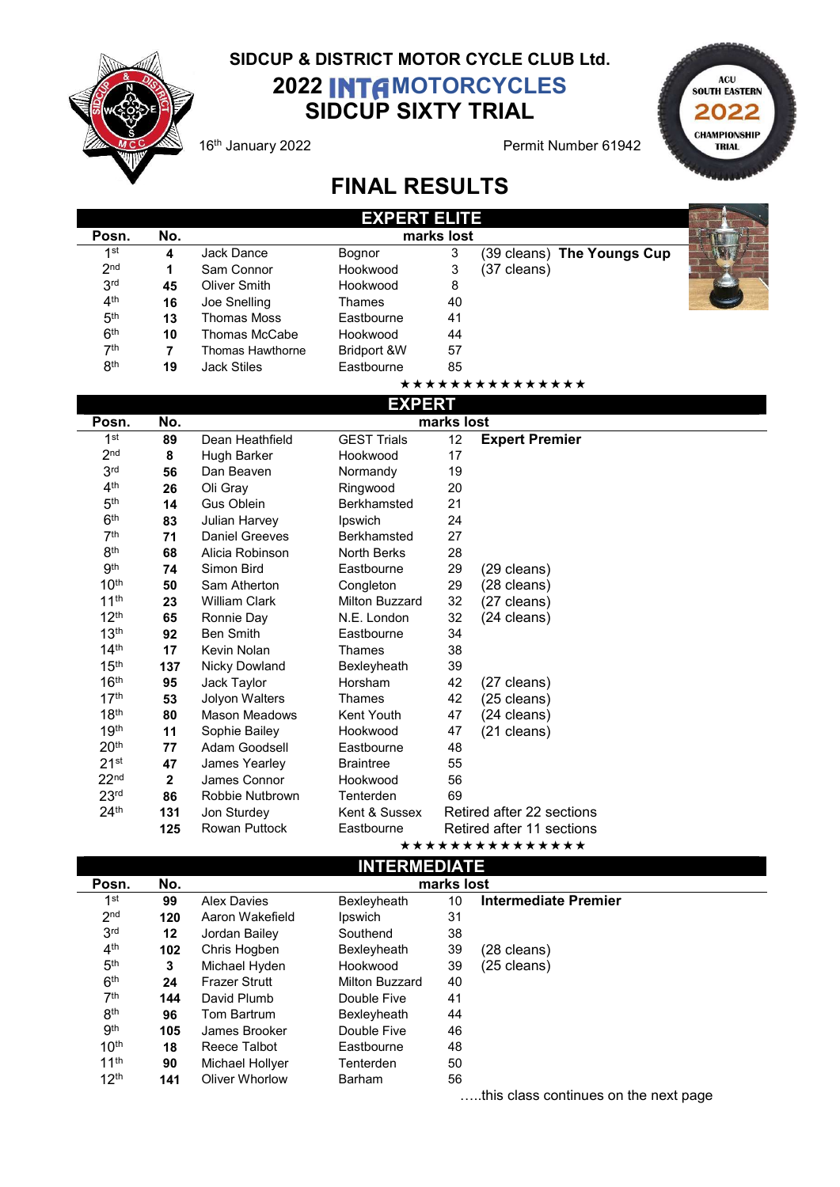# SIDCUP & DISTRICT MOTOR CYCLE CLUB Ltd.

## 2022 INTA MOTORCYCLES SIDCUP SIXTY TRIAL

16th January 2022 Permit Number 61942

ACU SOUTH EASTERN 2022 CHAMPIONSHIP TRIAL

# FINAL RESULTS

## EXPERT ELITE

| Posn. | No. | | | marks lost | |
|---|---|---|---|---|---|
| 1st | 4 | Jack Dance | Bognor | 3 | (39 cleans) **The Youngs Cup** |
| 2nd | 1 | Sam Connor | Hookwood | 3 | (37 cleans) |
| 3rd | 45 | Oliver Smith | Hookwood | 8 | |
| 4th | 16 | Joe Snelling | Thames | 40 | |
| 5th | 13 | Thomas Moss | Eastbourne | 41 | |
| 6th | 10 | Thomas McCabe | Hookwood | 44 | |
| 7th | 7 | Thomas Hawthorne | Bridport &W | 57 | |
| 8th | 19 | Jack Stiles | Eastbourne | 85 | |

★★★★★★★★★★★★★★

## EXPERT

| Posn. | No. | | | marks lost | |
|---|---|---|---|---|---|
| 1st | 89 | Dean Heathfield | GEST Trials | 12 | **Expert Premier** |
| 2nd | 8 | Hugh Barker | Hookwood | 17 | |
| 3rd | 56 | Dan Beaven | Normandy | 19 | |
| 4th | 26 | Oli Gray | Ringwood | 20 | |
| 5th | 14 | Gus Oblein | Berkhamsted | 21 | |
| 6th | 83 | Julian Harvey | Ipswich | 24 | |
| 7th | 71 | Daniel Greeves | Berkhamsted | 27 | |
| 8th | 68 | Alicia Robinson | North Berks | 28 | |
| 9th | 74 | Simon Bird | Eastbourne | 29 | (29 cleans) |
| 10th | 50 | Sam Atherton | Congleton | 29 | (28 cleans) |
| 11th | 23 | William Clark | Milton Buzzard | 32 | (27 cleans) |
| 12th | 65 | Ronnie Day | N.E. London | 32 | (24 cleans) |
| 13th | 92 | Ben Smith | Eastbourne | 34 | |
| 14th | 17 | Kevin Nolan | Thames | 38 | |
| 15th | 137 | Nicky Dowland | Bexleyheath | 39 | |
| 16th | 95 | Jack Taylor | Horsham | 42 | (27 cleans) |
| 17th | 53 | Jolyon Walters | Thames | 42 | (25 cleans) |
| 18th | 80 | Mason Meadows | Kent Youth | 47 | (24 cleans) |
| 19th | 11 | Sophie Bailey | Hookwood | 47 | (21 cleans) |
| 20th | 77 | Adam Goodsell | Eastbourne | 48 | |
| 21st | 47 | James Yearley | Braintree | 55 | |
| 22nd | 2 | James Connor | Hookwood | 56 | |
| 23rd | 86 | Robbie Nutbrown | Tenterden | 69 | |
| 24th | 131 | Jon Sturdey | Kent & Sussex | Retired after 22 sections | |
| | 125 | Rowan Puttock | Eastbourne | Retired after 11 sections | |

★★★★★★★★★★★★★★

## INTERMEDIATE

| Posn. | No. | | | marks lost | |
|---|---|---|---|---|---|
| 1st | 99 | Alex Davies | Bexleyheath | 10 | **Intermediate Premier** |
| 2nd | 120 | Aaron Wakefield | Ipswich | 31 | |
| 3rd | 12 | Jordan Bailey | Southend | 38 | |
| 4th | 102 | Chris Hogben | Bexleyheath | 39 | (28 cleans) |
| 5th | 3 | Michael Hyden | Hookwood | 39 | (25 cleans) |
| 6th | 24 | Frazer Strutt | Milton Buzzard | 40 | |
| 7th | 144 | David Plumb | Double Five | 41 | |
| 8th | 96 | Tom Bartrum | Bexleyheath | 44 | |
| 9th | 105 | James Brooker | Double Five | 46 | |
| 10th | 18 | Reece Talbot | Eastbourne | 48 | |
| 11th | 90 | Michael Hollyer | Tenterden | 50 | |
| 12th | 141 | Oliver Whorlow | Barham | 56 | |

…..this class continues on the next page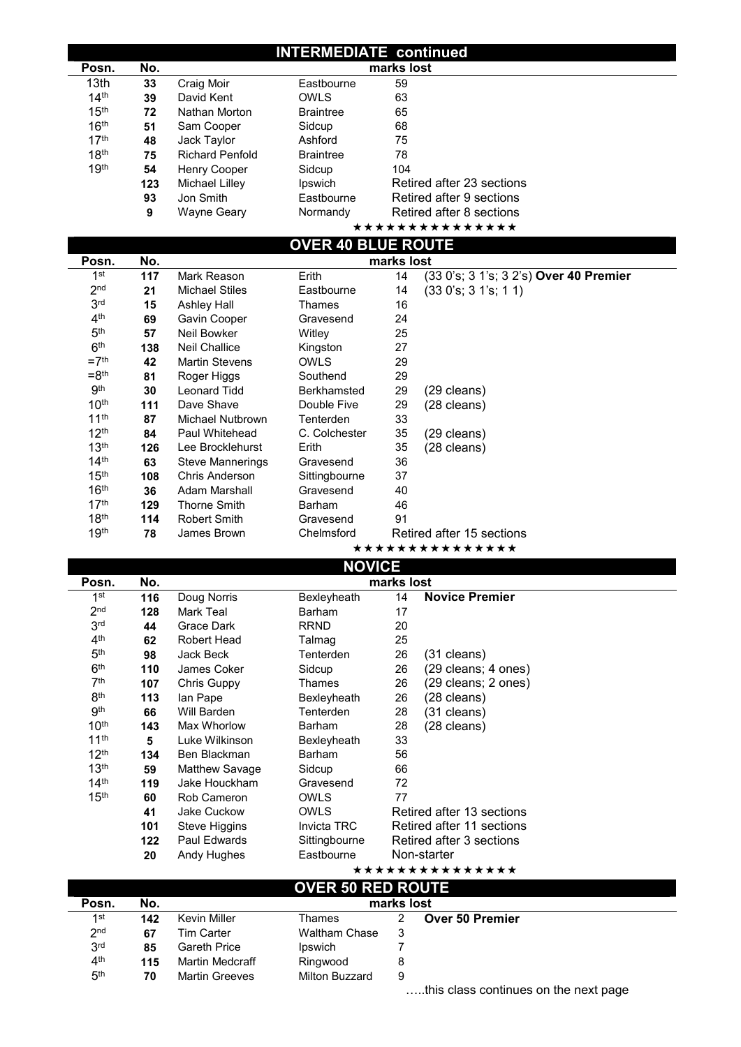## INTERMEDIATE continued

| Posn. | No. | | | marks lost | |
|---|---|---|---|---|---|
| 13th | 33 | Craig Moir | Eastbourne | 59 | |
| 14th | 39 | David Kent | OWLS | 63 | |
| 15th | 72 | Nathan Morton | Braintree | 65 | |
| 16th | 51 | Sam Cooper | Sidcup | 68 | |
| 17th | 48 | Jack Taylor | Ashford | 75 | |
| 18th | 75 | Richard Penfold | Braintree | 78 | |
| 19th | 54 | Henry Cooper | Sidcup | 104 | |
| | 123 | Michael Lilley | Ipswich | Retired after 23 sections | |
| | 93 | Jon Smith | Eastbourne | Retired after 9 sections | |
| | 9 | Wayne Geary | Normandy | Retired after 8 sections | |

★★★★★★★★★★★★★★

## OVER 40 BLUE ROUTE

| Posn. | No. | | | marks lost | |
|---|---|---|---|---|---|
| 1st | 117 | Mark Reason | Erith | 14 | (33 0's; 3 1's; 3 2's) **Over 40 Premier** |
| 2nd | 21 | Michael Stiles | Eastbourne | 14 | (33 0's; 3 1's; 1 1) |
| 3rd | 15 | Ashley Hall | Thames | 16 | |
| 4th | 69 | Gavin Cooper | Gravesend | 24 | |
| 5th | 57 | Neil Bowker | Witley | 25 | |
| 6th | 138 | Neil Challice | Kingston | 27 | |
| =7th | 42 | Martin Stevens | OWLS | 29 | |
| =8th | 81 | Roger Higgs | Southend | 29 | |
| 9th | 30 | Leonard Tidd | Berkhamsted | 29 | (29 cleans) |
| 10th | 111 | Dave Shave | Double Five | 29 | (28 cleans) |
| 11th | 87 | Michael Nutbrown | Tenterden | 33 | |
| 12th | 84 | Paul Whitehead | C. Colchester | 35 | (29 cleans) |
| 13th | 126 | Lee Brocklehurst | Erith | 35 | (28 cleans) |
| 14th | 63 | Steve Mannerings | Gravesend | 36 | |
| 15th | 108 | Chris Anderson | Sittingbourne | 37 | |
| 16th | 36 | Adam Marshall | Gravesend | 40 | |
| 17th | 129 | Thorne Smith | Barham | 46 | |
| 18th | 114 | Robert Smith | Gravesend | 91 | |
| 19th | 78 | James Brown | Chelmsford | Retired after 15 sections | |

★★★★★★★★★★★★★★

## NOVICE

| Posn. | No. | | | marks lost | |
|---|---|---|---|---|---|
| 1st | 116 | Doug Norris | Bexleyheath | 14 | **Novice Premier** |
| 2nd | 128 | Mark Teal | Barham | 17 | |
| 3rd | 44 | Grace Dark | RRND | 20 | |
| 4th | 62 | Robert Head | Talmag | 25 | |
| 5th | 98 | Jack Beck | Tenterden | 26 | (31 cleans) |
| 6th | 110 | James Coker | Sidcup | 26 | (29 cleans; 4 ones) |
| 7th | 107 | Chris Guppy | Thames | 26 | (29 cleans; 2 ones) |
| 8th | 113 | Ian Pape | Bexleyheath | 26 | (28 cleans) |
| 9th | 66 | Will Barden | Tenterden | 28 | (31 cleans) |
| 10th | 143 | Max Whorlow | Barham | 28 | (28 cleans) |
| 11th | 5 | Luke Wilkinson | Bexleyheath | 33 | |
| 12th | 134 | Ben Blackman | Barham | 56 | |
| 13th | 59 | Matthew Savage | Sidcup | 66 | |
| 14th | 119 | Jake Houckham | Gravesend | 72 | |
| 15th | 60 | Rob Cameron | OWLS | 77 | |
| | 41 | Jake Cuckow | OWLS | Retired after 13 sections | |
| | 101 | Steve Higgins | Invicta TRC | Retired after 11 sections | |
| | 122 | Paul Edwards | Sittingbourne | Retired after 3 sections | |
| | 20 | Andy Hughes | Eastbourne | Non-starter | |

★★★★★★★★★★★★★★

## OVER 50 RED ROUTE

| Posn. | No. | | | marks lost | |
|---|---|---|---|---|---|
| 1st | 142 | Kevin Miller | Thames | 2 | **Over 50 Premier** |
| 2nd | 67 | Tim Carter | Waltham Chase | 3 | |
| 3rd | 85 | Gareth Price | Ipswich | 7 | |
| 4th | 115 | Martin Medcraff | Ringwood | 8 | |
| 5th | 70 | Martin Greeves | Milton Buzzard | 9 | |

…..this class continues on the next page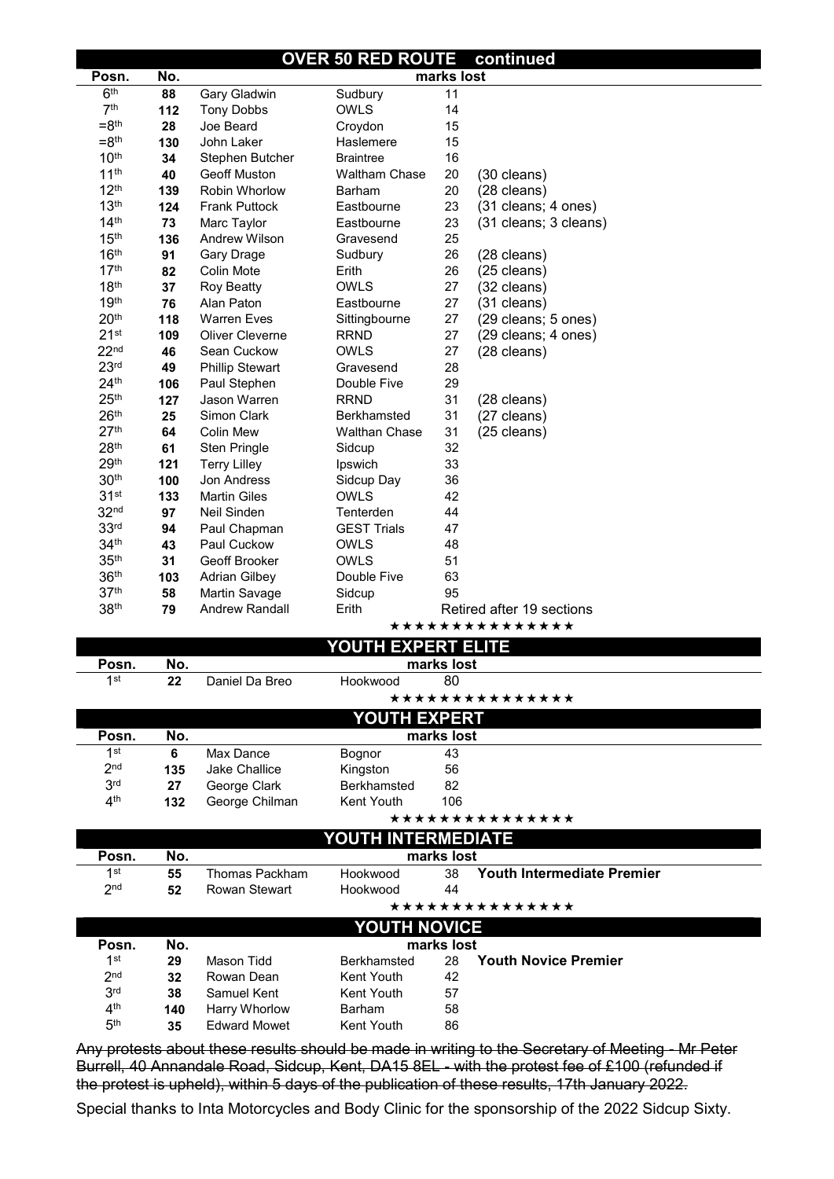## OVER 50 RED ROUTE continued

| Posn. | No. | | | marks lost | |
|---|---|---|---|---|---|
| 6th | 88 | Gary Gladwin | Sudbury | 11 | |
| 7th | 112 | Tony Dobbs | OWLS | 14 | |
| =8th | 28 | Joe Beard | Croydon | 15 | |
| =8th | 130 | John Laker | Haslemere | 15 | |
| 10th | 34 | Stephen Butcher | Braintree | 16 | |
| 11th | 40 | Geoff Muston | Waltham Chase | 20 | (30 cleans) |
| 12th | 139 | Robin Whorlow | Barham | 20 | (28 cleans) |
| 13th | 124 | Frank Puttock | Eastbourne | 23 | (31 cleans; 4 ones) |
| 14th | 73 | Marc Taylor | Eastbourne | 23 | (31 cleans; 3 cleans) |
| 15th | 136 | Andrew Wilson | Gravesend | 25 | |
| 16th | 91 | Gary Drage | Sudbury | 26 | (28 cleans) |
| 17th | 82 | Colin Mote | Erith | 26 | (25 cleans) |
| 18th | 37 | Roy Beatty | OWLS | 27 | (32 cleans) |
| 19th | 76 | Alan Paton | Eastbourne | 27 | (31 cleans) |
| 20th | 118 | Warren Eves | Sittingbourne | 27 | (29 cleans; 5 ones) |
| 21st | 109 | Oliver Cleverne | RRND | 27 | (29 cleans; 4 ones) |
| 22nd | 46 | Sean Cuckow | OWLS | 27 | (28 cleans) |
| 23rd | 49 | Phillip Stewart | Gravesend | 28 | |
| 24th | 106 | Paul Stephen | Double Five | 29 | |
| 25th | 127 | Jason Warren | RRND | 31 | (28 cleans) |
| 26th | 25 | Simon Clark | Berkhamsted | 31 | (27 cleans) |
| 27th | 64 | Colin Mew | Walthan Chase | 31 | (25 cleans) |
| 28th | 61 | Sten Pringle | Sidcup | 32 | |
| 29th | 121 | Terry Lilley | Ipswich | 33 | |
| 30th | 100 | Jon Andress | Sidcup Day | 36 | |
| 31st | 133 | Martin Giles | OWLS | 42 | |
| 32nd | 97 | Neil Sinden | Tenterden | 44 | |
| 33rd | 94 | Paul Chapman | GEST Trials | 47 | |
| 34th | 43 | Paul Cuckow | OWLS | 48 | |
| 35th | 31 | Geoff Brooker | OWLS | 51 | |
| 36th | 103 | Adrian Gilbey | Double Five | 63 | |
| 37th | 58 | Martin Savage | Sidcup | 95 | |
| 38th | 79 | Andrew Randall | Erith | Retired after 19 sections | |

★★★★★★★★★★★★★★

## YOUTH EXPERT ELITE

| Posn. | No. | | | marks lost |
|---|---|---|---|---|
| 1st | 22 | Daniel Da Breo | Hookwood | 80 |

★★★★★★★★★★★★★★

## YOUTH EXPERT

| Posn. | No. | | | marks lost |
|---|---|---|---|---|
| 1st | 6 | Max Dance | Bognor | 43 |
| 2nd | 135 | Jake Challice | Kingston | 56 |
| 3rd | 27 | George Clark | Berkhamsted | 82 |
| 4th | 132 | George Chilman | Kent Youth | 106 |

★★★★★★★★★★★★★★

## YOUTH INTERMEDIATE

| Posn. | No. | | | marks lost | |
|---|---|---|---|---|---|
| 1st | 55 | Thomas Packham | Hookwood | 38 | **Youth Intermediate Premier** |
| 2nd | 52 | Rowan Stewart | Hookwood | 44 | |

★★★★★★★★★★★★★★

## YOUTH NOVICE

| Posn. | No. | | | marks lost | |
|---|---|---|---|---|---|
| 1st | 29 | Mason Tidd | Berkhamsted | 28 | **Youth Novice Premier** |
| 2nd | 32 | Rowan Dean | Kent Youth | 42 | |
| 3rd | 38 | Samuel Kent | Kent Youth | 57 | |
| 4th | 140 | Harry Whorlow | Barham | 58 | |
| 5th | 35 | Edward Mowet | Kent Youth | 86 | |

~~Any protests about these results should be made in writing to the Secretary of Meeting - Mr Peter Burrell, 40 Annandale Road, Sidcup, Kent, DA15 8EL - with the protest fee of £100 (refunded if the protest is upheld), within 5 days of the publication of these results, 17th January 2022.~~

Special thanks to Inta Motorcycles and Body Clinic for the sponsorship of the 2022 Sidcup Sixty.